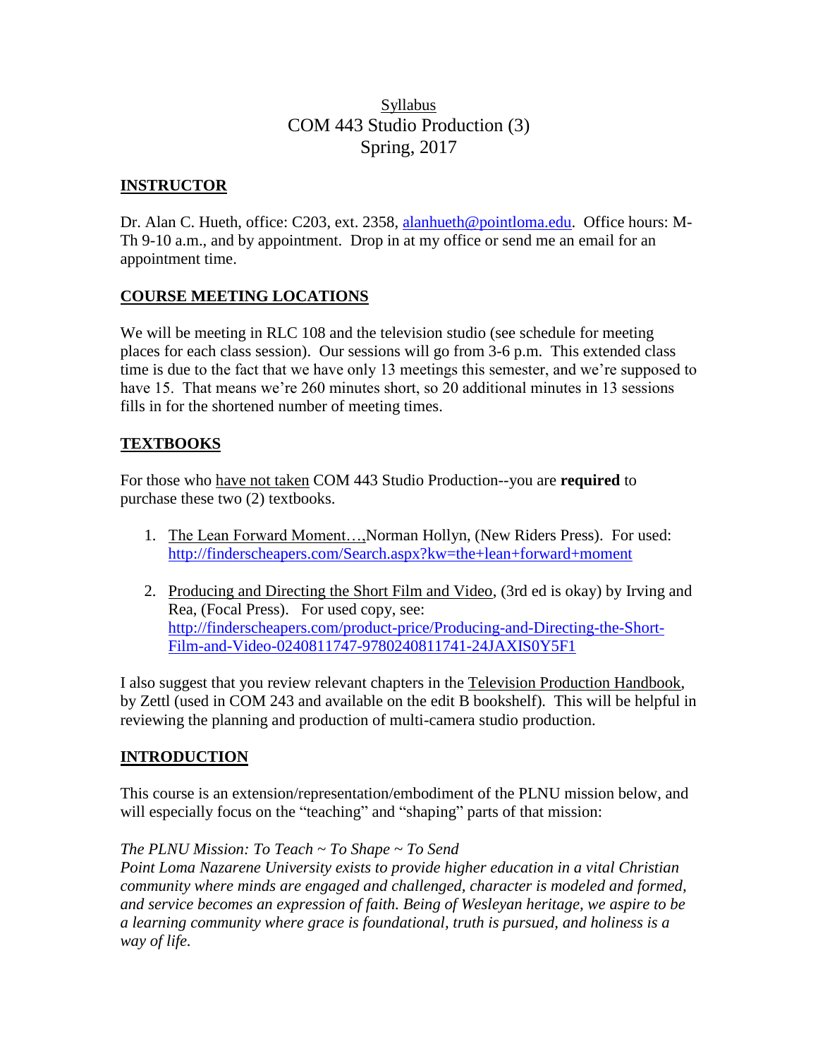Syllabus

# COM 443 Studio Production (3)

Spring, 2017

## INSTRUCTOR

Dr. Alan C. Hueth, office: C203, ext. 2358, alanhueth@pointloma.edu. Office hours: M-Th 9-10 a.m., and by appointment. Drop in at my office or send me an email for an appointment time.

## COURSE MEETING LOCATIONS

We will be meeting in RLC 108 and the television studio (see schedule for meeting places for each class session). Our sessions will go from 3-6 p.m. This extended class time is due to the fact that we have only 13 meetings this semester, and we're supposed to have 15. That means we're 260 minutes short, so 20 additional minutes in 13 sessions fills in for the shortened number of meeting times.

## TEXTBOOKS

For those who have not taken COM 443 Studio Production--you are **required** to purchase these two (2) textbooks.

1. The Lean Forward Moment…,Norman Hollyn, (New Riders Press). For used: http://finderscheapers.com/Search.aspx?kw=the+lean+forward+moment

2. Producing and Directing the Short Film and Video, (3rd ed is okay) by Irving and Rea, (Focal Press). For used copy, see: http://finderscheapers.com/product-price/Producing-and-Directing-the-Short-Film-and-Video-0240811747-9780240811741-24JAXIS0Y5F1

I also suggest that you review relevant chapters in the Television Production Handbook, by Zettl (used in COM 243 and available on the edit B bookshelf). This will be helpful in reviewing the planning and production of multi-camera studio production.

## INTRODUCTION

This course is an extension/representation/embodiment of the PLNU mission below, and will especially focus on the "teaching" and "shaping" parts of that mission:

*The PLNU Mission: To Teach ~ To Shape ~ To Send*
*Point Loma Nazarene University exists to provide higher education in a vital Christian community where minds are engaged and challenged, character is modeled and formed, and service becomes an expression of faith. Being of Wesleyan heritage, we aspire to be a learning community where grace is foundational, truth is pursued, and holiness is a way of life.*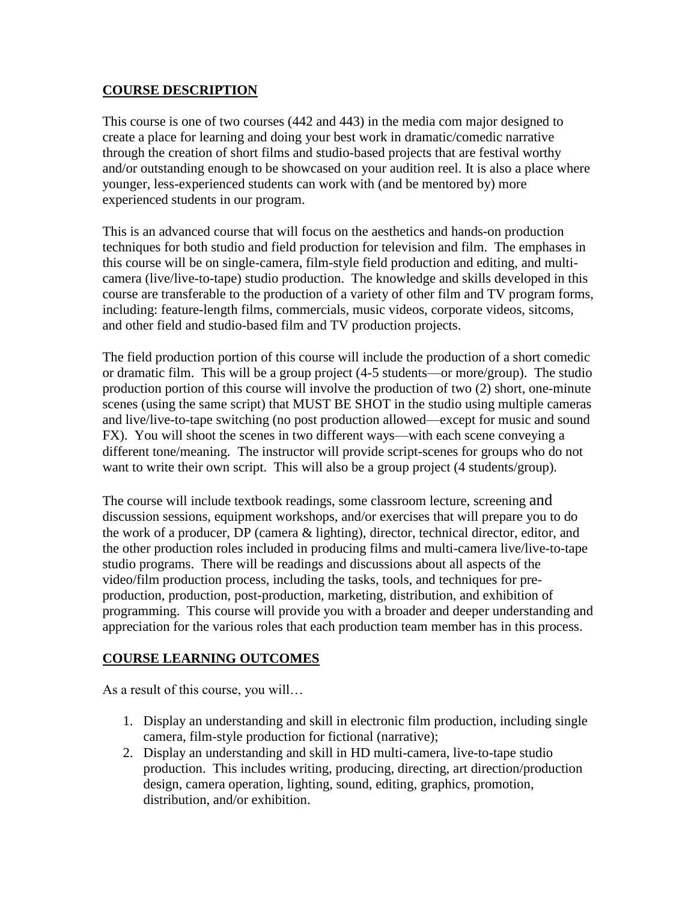## COURSE DESCRIPTION

This course is one of two courses (442 and 443) in the media com major designed to create a place for learning and doing your best work in dramatic/comedic narrative through the creation of short films and studio-based projects that are festival worthy and/or outstanding enough to be showcased on your audition reel. It is also a place where younger, less-experienced students can work with (and be mentored by) more experienced students in our program.

This is an advanced course that will focus on the aesthetics and hands-on production techniques for both studio and field production for television and film. The emphases in this course will be on single-camera, film-style field production and editing, and multi-camera (live/live-to-tape) studio production. The knowledge and skills developed in this course are transferable to the production of a variety of other film and TV program forms, including: feature-length films, commercials, music videos, corporate videos, sitcoms, and other field and studio-based film and TV production projects.

The field production portion of this course will include the production of a short comedic or dramatic film. This will be a group project (4-5 students—or more/group). The studio production portion of this course will involve the production of two (2) short, one-minute scenes (using the same script) that MUST BE SHOT in the studio using multiple cameras and live/live-to-tape switching (no post production allowed—except for music and sound FX). You will shoot the scenes in two different ways—with each scene conveying a different tone/meaning. The instructor will provide script-scenes for groups who do not want to write their own script. This will also be a group project (4 students/group).

The course will include textbook readings, some classroom lecture, screening and discussion sessions, equipment workshops, and/or exercises that will prepare you to do the work of a producer, DP (camera & lighting), director, technical director, editor, and the other production roles included in producing films and multi-camera live/live-to-tape studio programs. There will be readings and discussions about all aspects of the video/film production process, including the tasks, tools, and techniques for pre-production, production, post-production, marketing, distribution, and exhibition of programming. This course will provide you with a broader and deeper understanding and appreciation for the various roles that each production team member has in this process.

## COURSE LEARNING OUTCOMES

As a result of this course, you will…

1. Display an understanding and skill in electronic film production, including single camera, film-style production for fictional (narrative);
2. Display an understanding and skill in HD multi-camera, live-to-tape studio production. This includes writing, producing, directing, art direction/production design, camera operation, lighting, sound, editing, graphics, promotion, distribution, and/or exhibition.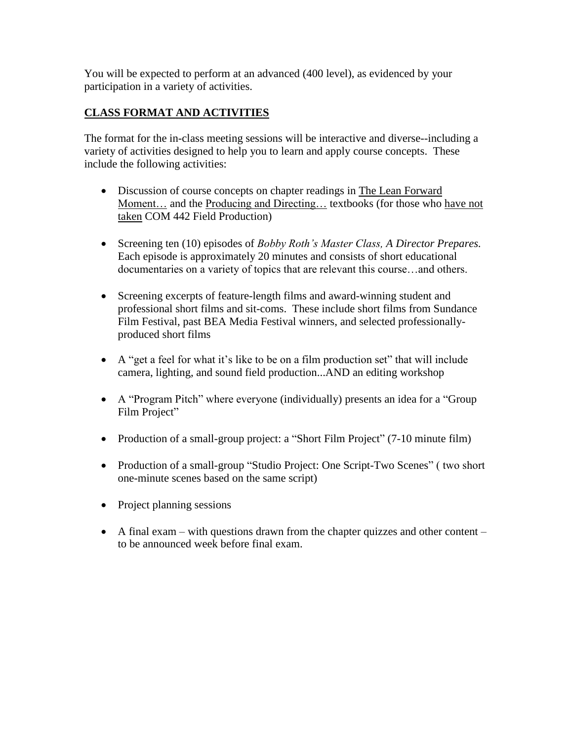You will be expected to perform at an advanced (400 level), as evidenced by your participation in a variety of activities.

## CLASS FORMAT AND ACTIVITIES

The format for the in-class meeting sessions will be interactive and diverse--including a variety of activities designed to help you to learn and apply course concepts. These include the following activities:

- Discussion of course concepts on chapter readings in The Lean Forward Moment… and the Producing and Directing… textbooks (for those who have not taken COM 442 Field Production)
- Screening ten (10) episodes of *Bobby Roth's Master Class, A Director Prepares.* Each episode is approximately 20 minutes and consists of short educational documentaries on a variety of topics that are relevant this course…and others.
- Screening excerpts of feature-length films and award-winning student and professional short films and sit-coms. These include short films from Sundance Film Festival, past BEA Media Festival winners, and selected professionally-produced short films
- A "get a feel for what it's like to be on a film production set" that will include camera, lighting, and sound field production...AND an editing workshop
- A "Program Pitch" where everyone (individually) presents an idea for a "Group Film Project"
- Production of a small-group project: a "Short Film Project" (7-10 minute film)
- Production of a small-group "Studio Project: One Script-Two Scenes" ( two short one-minute scenes based on the same script)
- Project planning sessions
- A final exam – with questions drawn from the chapter quizzes and other content – to be announced week before final exam.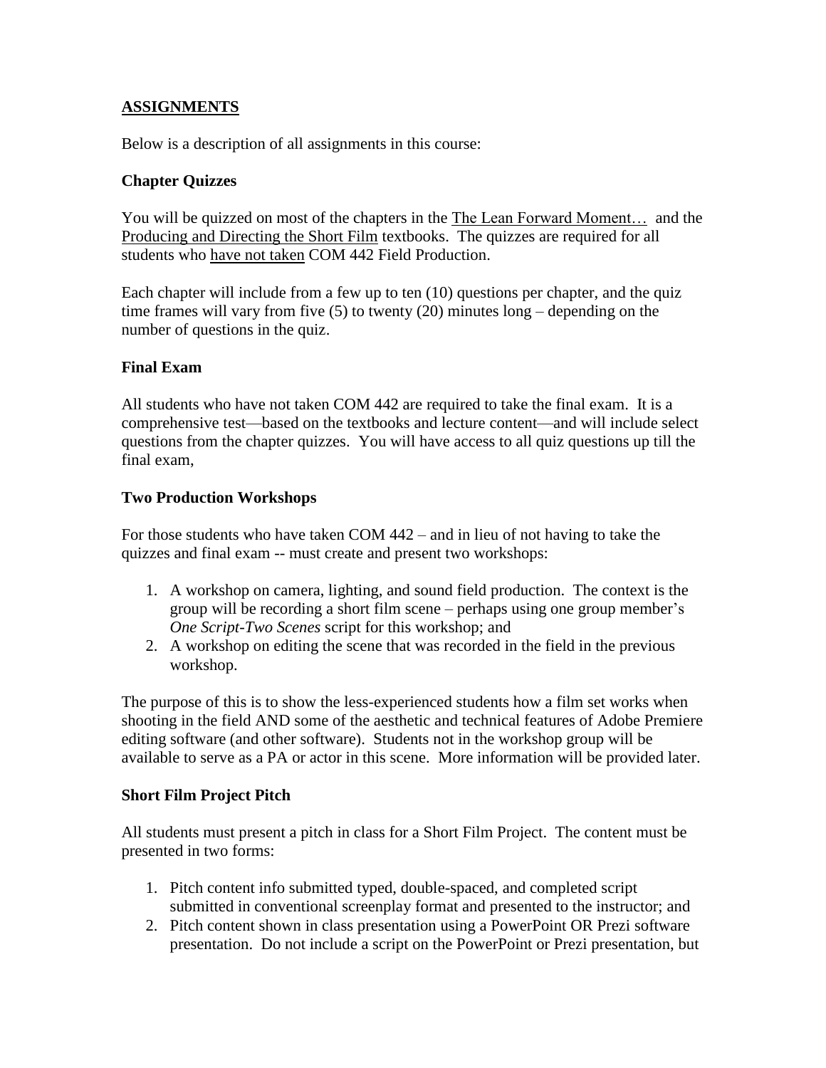## ASSIGNMENTS

Below is a description of all assignments in this course:

### Chapter Quizzes

You will be quizzed on most of the chapters in the The Lean Forward Moment… and the Producing and Directing the Short Film textbooks. The quizzes are required for all students who have not taken COM 442 Field Production.

Each chapter will include from a few up to ten (10) questions per chapter, and the quiz time frames will vary from five (5) to twenty (20) minutes long – depending on the number of questions in the quiz.

### Final Exam

All students who have not taken COM 442 are required to take the final exam. It is a comprehensive test—based on the textbooks and lecture content—and will include select questions from the chapter quizzes. You will have access to all quiz questions up till the final exam,

### Two Production Workshops

For those students who have taken COM 442 – and in lieu of not having to take the quizzes and final exam -- must create and present two workshops:

1. A workshop on camera, lighting, and sound field production. The context is the group will be recording a short film scene – perhaps using one group member's *One Script-Two Scenes* script for this workshop; and
2. A workshop on editing the scene that was recorded in the field in the previous workshop.

The purpose of this is to show the less-experienced students how a film set works when shooting in the field AND some of the aesthetic and technical features of Adobe Premiere editing software (and other software). Students not in the workshop group will be available to serve as a PA or actor in this scene. More information will be provided later.

### Short Film Project Pitch

All students must present a pitch in class for a Short Film Project. The content must be presented in two forms:

1. Pitch content info submitted typed, double-spaced, and completed script submitted in conventional screenplay format and presented to the instructor; and
2. Pitch content shown in class presentation using a PowerPoint OR Prezi software presentation. Do not include a script on the PowerPoint or Prezi presentation, but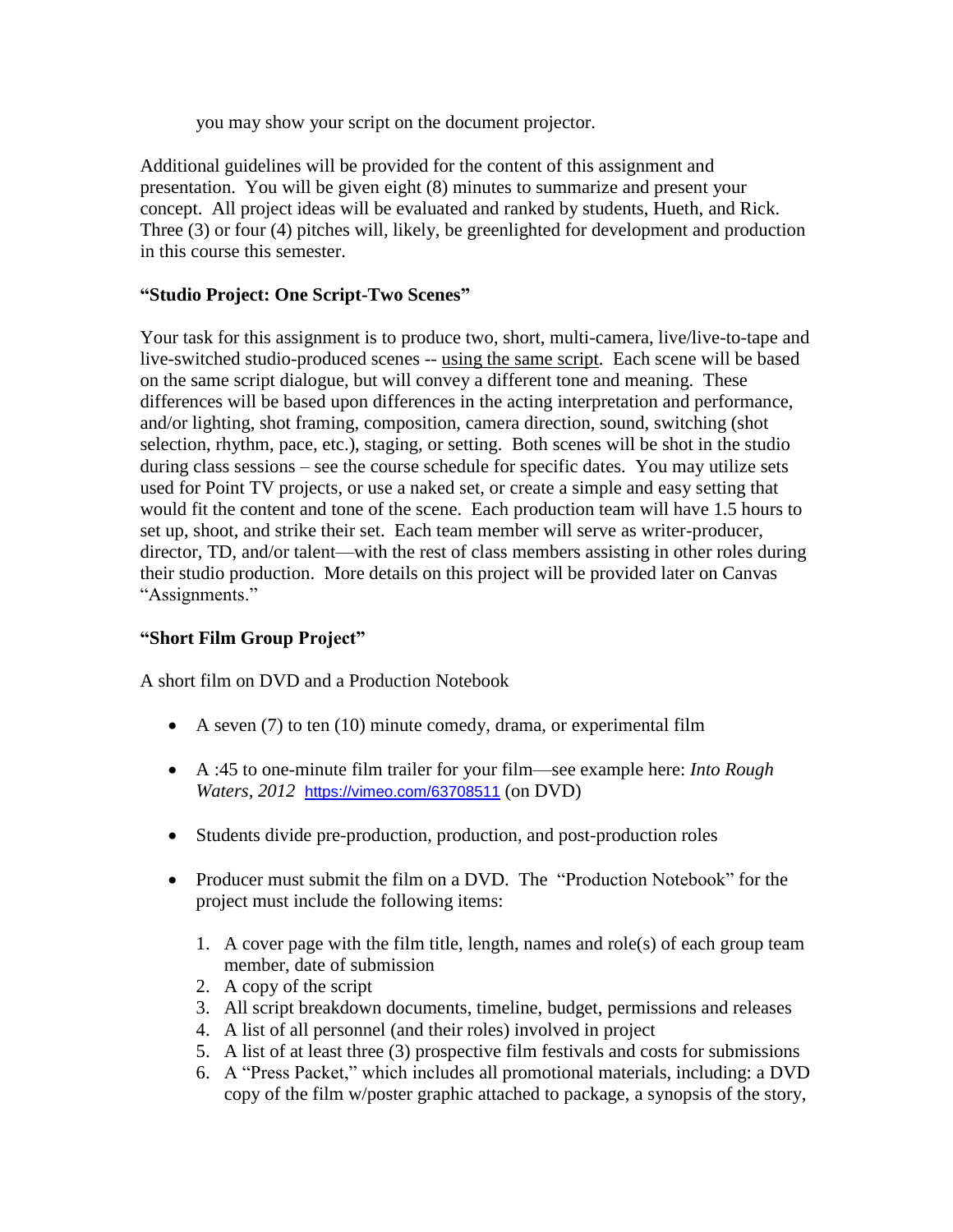you may show your script on the document projector.

Additional guidelines will be provided for the content of this assignment and presentation. You will be given eight (8) minutes to summarize and present your concept. All project ideas will be evaluated and ranked by students, Hueth, and Rick. Three (3) or four (4) pitches will, likely, be greenlighted for development and production in this course this semester.

**"Studio Project: One Script-Two Scenes"**

Your task for this assignment is to produce two, short, multi-camera, live/live-to-tape and live-switched studio-produced scenes -- <u>using the same script</u>. Each scene will be based on the same script dialogue, but will convey a different tone and meaning. These differences will be based upon differences in the acting interpretation and performance, and/or lighting, shot framing, composition, camera direction, sound, switching (shot selection, rhythm, pace, etc.), staging, or setting. Both scenes will be shot in the studio during class sessions – see the course schedule for specific dates. You may utilize sets used for Point TV projects, or use a naked set, or create a simple and easy setting that would fit the content and tone of the scene. Each production team will have 1.5 hours to set up, shoot, and strike their set. Each team member will serve as writer-producer, director, TD, and/or talent—with the rest of class members assisting in other roles during their studio production. More details on this project will be provided later on Canvas "Assignments."

**"Short Film Group Project"**

A short film on DVD and a Production Notebook

- A seven (7) to ten (10) minute comedy, drama, or experimental film
- A :45 to one-minute film trailer for your film—see example here: *Into Rough Waters, 2012* https://vimeo.com/63708511 (on DVD)
- Students divide pre-production, production, and post-production roles
- Producer must submit the film on a DVD. The "Production Notebook" for the project must include the following items:
  1. A cover page with the film title, length, names and role(s) of each group team member, date of submission
  2. A copy of the script
  3. All script breakdown documents, timeline, budget, permissions and releases
  4. A list of all personnel (and their roles) involved in project
  5. A list of at least three (3) prospective film festivals and costs for submissions
  6. A "Press Packet," which includes all promotional materials, including: a DVD copy of the film w/poster graphic attached to package, a synopsis of the story,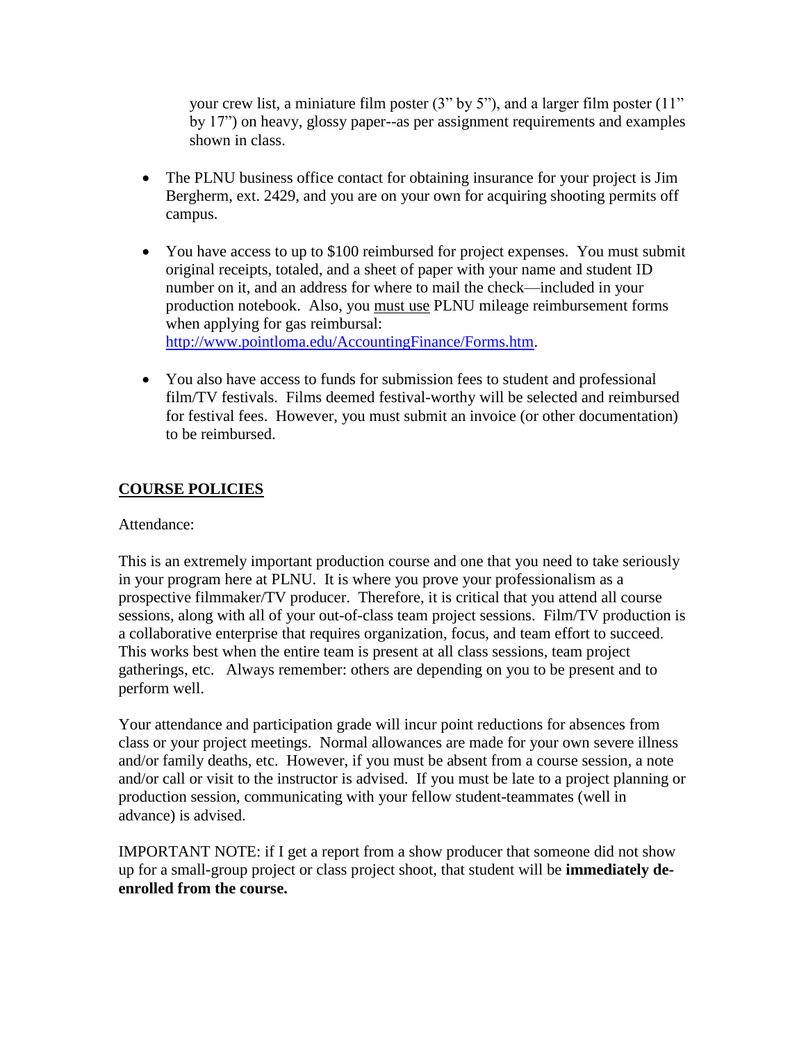your crew list, a miniature film poster (3" by 5"), and a larger film poster (11" by 17") on heavy, glossy paper--as per assignment requirements and examples shown in class.

- The PLNU business office contact for obtaining insurance for your project is Jim Bergherm, ext. 2429, and you are on your own for acquiring shooting permits off campus.

- You have access to up to $100 reimbursed for project expenses. You must submit original receipts, totaled, and a sheet of paper with your name and student ID number on it, and an address for where to mail the check—included in your production notebook. Also, you must use PLNU mileage reimbursement forms when applying for gas reimbursal: http://www.pointloma.edu/AccountingFinance/Forms.htm.

- You also have access to funds for submission fees to student and professional film/TV festivals. Films deemed festival-worthy will be selected and reimbursed for festival fees. However, you must submit an invoice (or other documentation) to be reimbursed.

## COURSE POLICIES

Attendance:

This is an extremely important production course and one that you need to take seriously in your program here at PLNU. It is where you prove your professionalism as a prospective filmmaker/TV producer. Therefore, it is critical that you attend all course sessions, along with all of your out-of-class team project sessions. Film/TV production is a collaborative enterprise that requires organization, focus, and team effort to succeed. This works best when the entire team is present at all class sessions, team project gatherings, etc. Always remember: others are depending on you to be present and to perform well.

Your attendance and participation grade will incur point reductions for absences from class or your project meetings. Normal allowances are made for your own severe illness and/or family deaths, etc. However, if you must be absent from a course session, a note and/or call or visit to the instructor is advised. If you must be late to a project planning or production session, communicating with your fellow student-teammates (well in advance) is advised.

IMPORTANT NOTE: if I get a report from a show producer that someone did not show up for a small-group project or class project shoot, that student will be **immediately de-enrolled from the course.**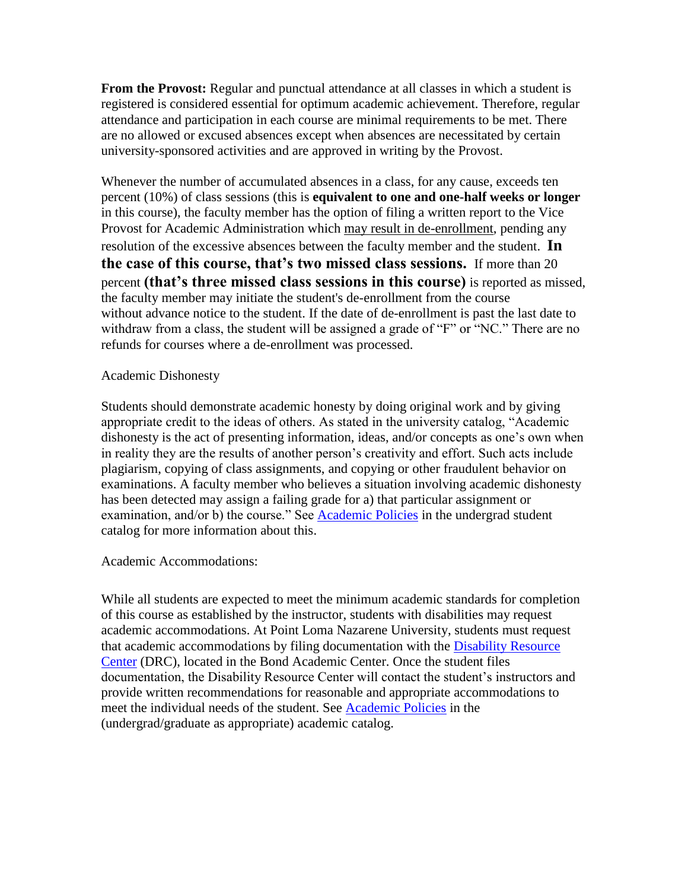**From the Provost:** Regular and punctual attendance at all classes in which a student is registered is considered essential for optimum academic achievement. Therefore, regular attendance and participation in each course are minimal requirements to be met. There are no allowed or excused absences except when absences are necessitated by certain university-sponsored activities and are approved in writing by the Provost.

Whenever the number of accumulated absences in a class, for any cause, exceeds ten percent (10%) of class sessions (this is **equivalent to one and one-half weeks or longer** in this course), the faculty member has the option of filing a written report to the Vice Provost for Academic Administration which may result in de-enrollment, pending any resolution of the excessive absences between the faculty member and the student. **In the case of this course, that's two missed class sessions.** If more than 20 percent **(that's three missed class sessions in this course)** is reported as missed, the faculty member may initiate the student's de-enrollment from the course without advance notice to the student. If the date of de-enrollment is past the last date to withdraw from a class, the student will be assigned a grade of "F" or "NC." There are no refunds for courses where a de-enrollment was processed.

Academic Dishonesty

Students should demonstrate academic honesty by doing original work and by giving appropriate credit to the ideas of others. As stated in the university catalog, "Academic dishonesty is the act of presenting information, ideas, and/or concepts as one's own when in reality they are the results of another person's creativity and effort. Such acts include plagiarism, copying of class assignments, and copying or other fraudulent behavior on examinations. A faculty member who believes a situation involving academic dishonesty has been detected may assign a failing grade for a) that particular assignment or examination, and/or b) the course." See Academic Policies in the undergrad student catalog for more information about this.

Academic Accommodations:

While all students are expected to meet the minimum academic standards for completion of this course as established by the instructor, students with disabilities may request academic accommodations. At Point Loma Nazarene University, students must request that academic accommodations by filing documentation with the Disability Resource Center (DRC), located in the Bond Academic Center. Once the student files documentation, the Disability Resource Center will contact the student's instructors and provide written recommendations for reasonable and appropriate accommodations to meet the individual needs of the student. See Academic Policies in the (undergrad/graduate as appropriate) academic catalog.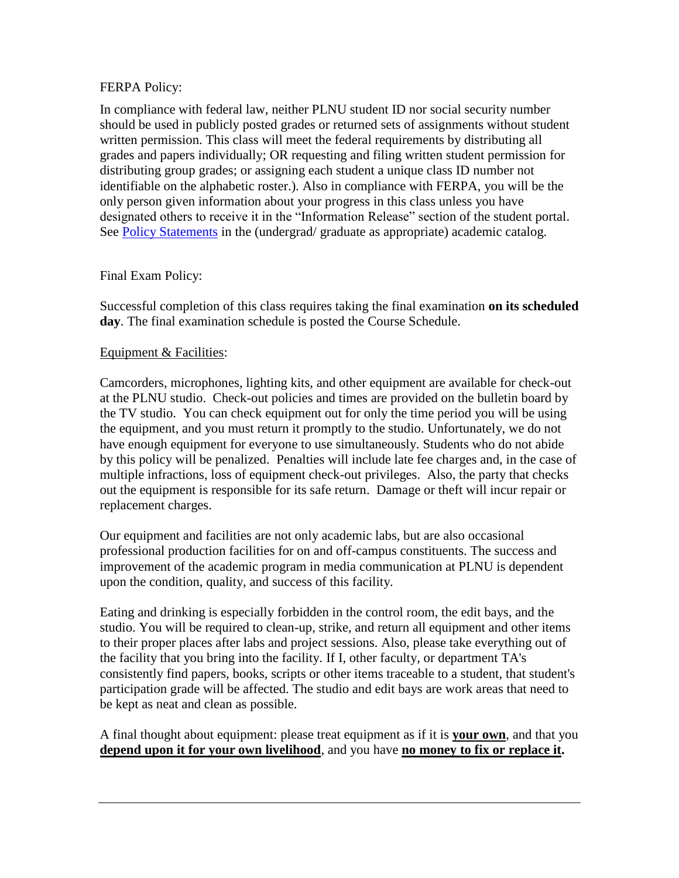FERPA Policy:

In compliance with federal law, neither PLNU student ID nor social security number should be used in publicly posted grades or returned sets of assignments without student written permission. This class will meet the federal requirements by distributing all grades and papers individually; OR requesting and filing written student permission for distributing group grades; or assigning each student a unique class ID number not identifiable on the alphabetic roster.). Also in compliance with FERPA, you will be the only person given information about your progress in this class unless you have designated others to receive it in the "Information Release" section of the student portal. See Policy Statements in the (undergrad/ graduate as appropriate) academic catalog.

Final Exam Policy:

Successful completion of this class requires taking the final examination **on its scheduled day**. The final examination schedule is posted the Course Schedule.

Equipment & Facilities:

Camcorders, microphones, lighting kits, and other equipment are available for check-out at the PLNU studio. Check-out policies and times are provided on the bulletin board by the TV studio. You can check equipment out for only the time period you will be using the equipment, and you must return it promptly to the studio. Unfortunately, we do not have enough equipment for everyone to use simultaneously. Students who do not abide by this policy will be penalized. Penalties will include late fee charges and, in the case of multiple infractions, loss of equipment check-out privileges. Also, the party that checks out the equipment is responsible for its safe return. Damage or theft will incur repair or replacement charges.

Our equipment and facilities are not only academic labs, but are also occasional professional production facilities for on and off-campus constituents. The success and improvement of the academic program in media communication at PLNU is dependent upon the condition, quality, and success of this facility.

Eating and drinking is especially forbidden in the control room, the edit bays, and the studio. You will be required to clean-up, strike, and return all equipment and other items to their proper places after labs and project sessions. Also, please take everything out of the facility that you bring into the facility. If I, other faculty, or department TA's consistently find papers, books, scripts or other items traceable to a student, that student's participation grade will be affected. The studio and edit bays are work areas that need to be kept as neat and clean as possible.

A final thought about equipment: please treat equipment as if it is **your own**, and that you **depend upon it for your own livelihood**, and you have **no money to fix or replace it.**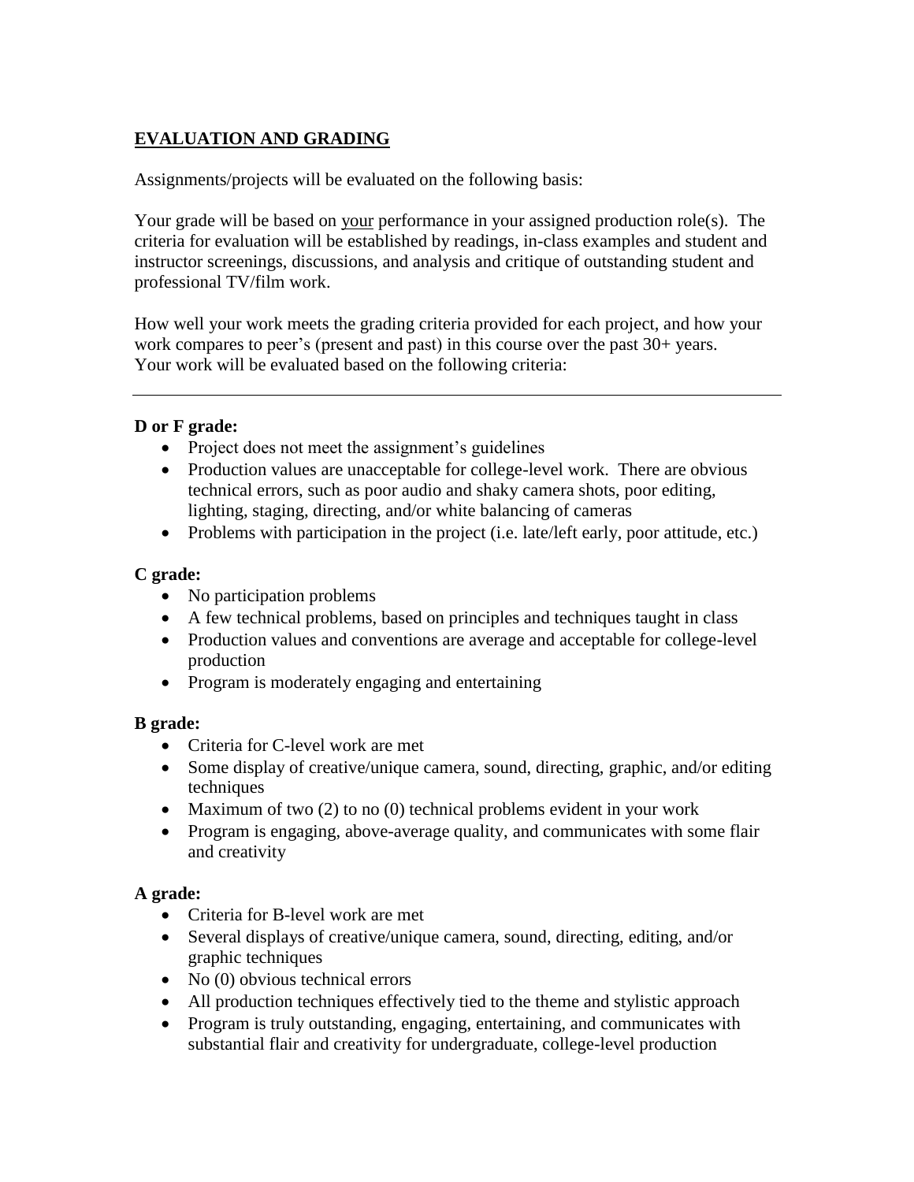## **EVALUATION AND GRADING**

Assignments/projects will be evaluated on the following basis:

Your grade will be based on <u>your</u> performance in your assigned production role(s). The criteria for evaluation will be established by readings, in-class examples and student and instructor screenings, discussions, and analysis and critique of outstanding student and professional TV/film work.

How well your work meets the grading criteria provided for each project, and how your work compares to peer's (present and past) in this course over the past 30+ years. Your work will be evaluated based on the following criteria:

---

**D or F grade:**

- Project does not meet the assignment's guidelines
- Production values are unacceptable for college-level work. There are obvious technical errors, such as poor audio and shaky camera shots, poor editing, lighting, staging, directing, and/or white balancing of cameras
- Problems with participation in the project (i.e. late/left early, poor attitude, etc.)

**C grade:**

- No participation problems
- A few technical problems, based on principles and techniques taught in class
- Production values and conventions are average and acceptable for college-level production
- Program is moderately engaging and entertaining

**B grade:**

- Criteria for C-level work are met
- Some display of creative/unique camera, sound, directing, graphic, and/or editing techniques
- Maximum of two (2) to no (0) technical problems evident in your work
- Program is engaging, above-average quality, and communicates with some flair and creativity

**A grade:**

- Criteria for B-level work are met
- Several displays of creative/unique camera, sound, directing, editing, and/or graphic techniques
- No (0) obvious technical errors
- All production techniques effectively tied to the theme and stylistic approach
- Program is truly outstanding, engaging, entertaining, and communicates with substantial flair and creativity for undergraduate, college-level production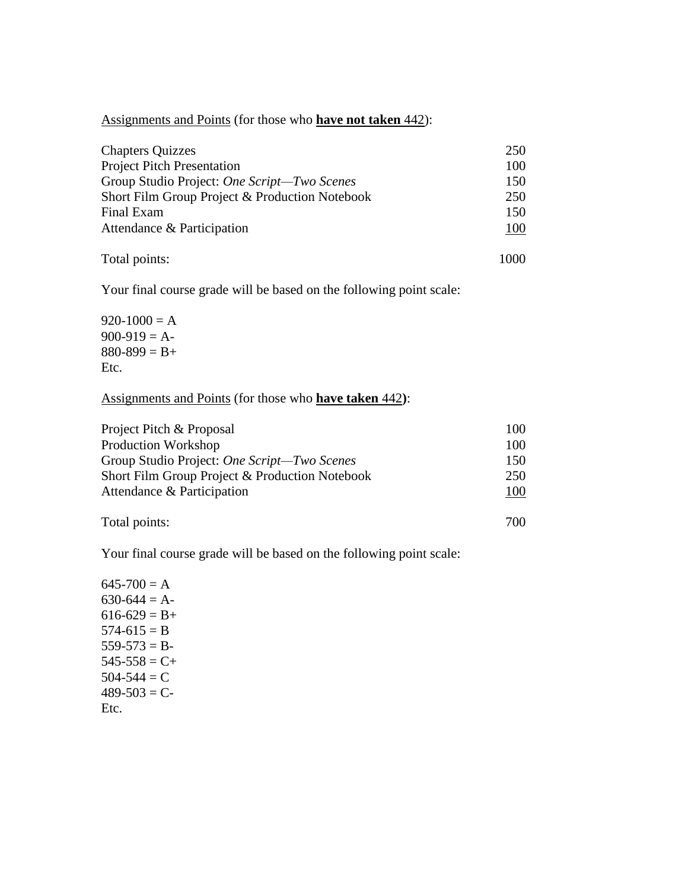<u>Assignments and Points</u> (for those who **<u>have not taken</u>** 442):

| | |
|---|---|
| Chapters Quizzes | 250 |
| Project Pitch Presentation | 100 |
| Group Studio Project: *One Script—Two Scenes* | 150 |
| Short Film Group Project & Production Notebook | 250 |
| Final Exam | 150 |
| Attendance & Participation | <u>100</u> |
| Total points: | 1000 |

Your final course grade will be based on the following point scale:

920-1000 = A
900-919 = A-
880-899 = B+
Etc.

<u>Assignments and Points</u> (for those who **<u>have taken</u>** 442**)**:

| | |
|---|---|
| Project Pitch & Proposal | 100 |
| Production Workshop | 100 |
| Group Studio Project: *One Script—Two Scenes* | 150 |
| Short Film Group Project & Production Notebook | 250 |
| Attendance & Participation | <u>100</u> |
| Total points: | 700 |

Your final course grade will be based on the following point scale:

645-700 = A
630-644 = A-
616-629 = B+
574-615 = B
559-573 = B-
545-558 = C+
504-544 = C
489-503 = C-
Etc.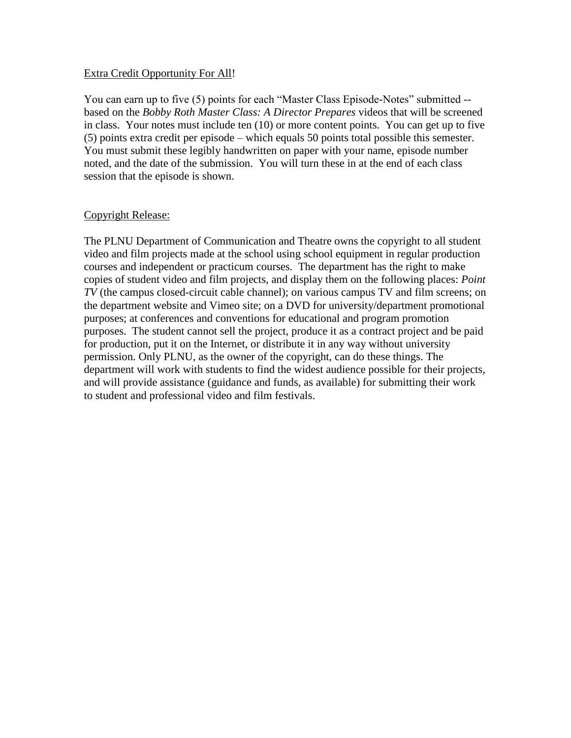Extra Credit Opportunity For All!

You can earn up to five (5) points for each "Master Class Episode-Notes" submitted -- based on the *Bobby Roth Master Class: A Director Prepares* videos that will be screened in class. Your notes must include ten (10) or more content points. You can get up to five (5) points extra credit per episode – which equals 50 points total possible this semester. You must submit these legibly handwritten on paper with your name, episode number noted, and the date of the submission. You will turn these in at the end of each class session that the episode is shown.

Copyright Release:

The PLNU Department of Communication and Theatre owns the copyright to all student video and film projects made at the school using school equipment in regular production courses and independent or practicum courses. The department has the right to make copies of student video and film projects, and display them on the following places: *Point TV* (the campus closed-circuit cable channel); on various campus TV and film screens; on the department website and Vimeo site; on a DVD for university/department promotional purposes; at conferences and conventions for educational and program promotion purposes. The student cannot sell the project, produce it as a contract project and be paid for production, put it on the Internet, or distribute it in any way without university permission. Only PLNU, as the owner of the copyright, can do these things. The department will work with students to find the widest audience possible for their projects, and will provide assistance (guidance and funds, as available) for submitting their work to student and professional video and film festivals.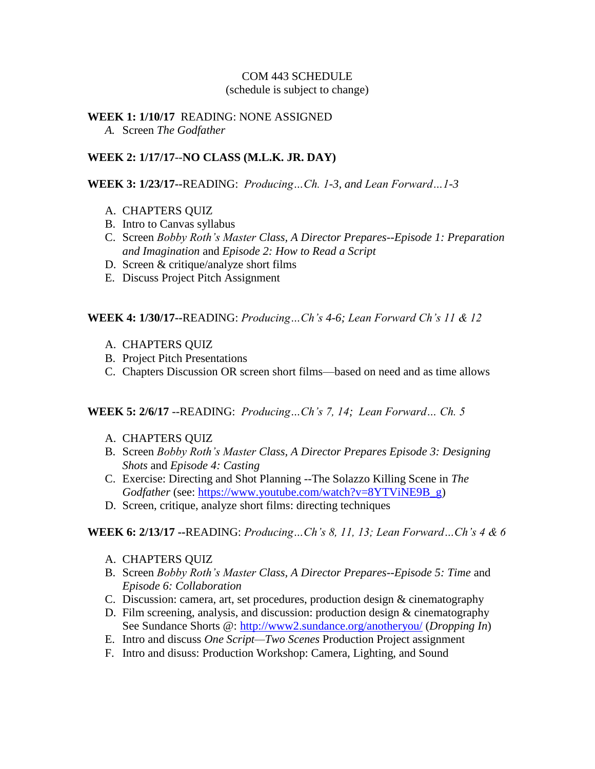COM 443 SCHEDULE
(schedule is subject to change)

**WEEK 1: 1/10/17** READING: NONE ASSIGNED

A. Screen *The Godfather*

**WEEK 2: 1/17/17--NO CLASS (M.L.K. JR. DAY)**

**WEEK 3: 1/23/17--**READING: *Producing…Ch. 1-3, and Lean Forward…1-3*

A. CHAPTERS QUIZ
B. Intro to Canvas syllabus
C. Screen *Bobby Roth's Master Class, A Director Prepares--Episode 1: Preparation and Imagination* and *Episode 2: How to Read a Script*
D. Screen & critique/analyze short films
E. Discuss Project Pitch Assignment

**WEEK 4: 1/30/17--**READING: *Producing…Ch's 4-6; Lean Forward Ch's 11 & 12*

A. CHAPTERS QUIZ
B. Project Pitch Presentations
C. Chapters Discussion OR screen short films—based on need and as time allows

**WEEK 5: 2/6/17** --READING: *Producing…Ch's 7, 14; Lean Forward… Ch. 5*

A. CHAPTERS QUIZ
B. Screen *Bobby Roth's Master Class, A Director Prepares Episode 3: Designing Shots* and *Episode 4: Casting*
C. Exercise: Directing and Shot Planning --The Solazzo Killing Scene in *The Godfather* (see: https://www.youtube.com/watch?v=8YTViNE9B_g)
D. Screen, critique, analyze short films: directing techniques

**WEEK 6: 2/13/17 --**READING: *Producing…Ch's 8, 11, 13; Lean Forward…Ch's 4 & 6*

A. CHAPTERS QUIZ
B. Screen *Bobby Roth's Master Class, A Director Prepares--Episode 5: Time* and *Episode 6: Collaboration*
C. Discussion: camera, art, set procedures, production design & cinematography
D. Film screening, analysis, and discussion: production design & cinematography See Sundance Shorts @: http://www2.sundance.org/anotheryou/ (*Dropping In*)
E. Intro and discuss *One Script—Two Scenes* Production Project assignment
F. Intro and disuss: Production Workshop: Camera, Lighting, and Sound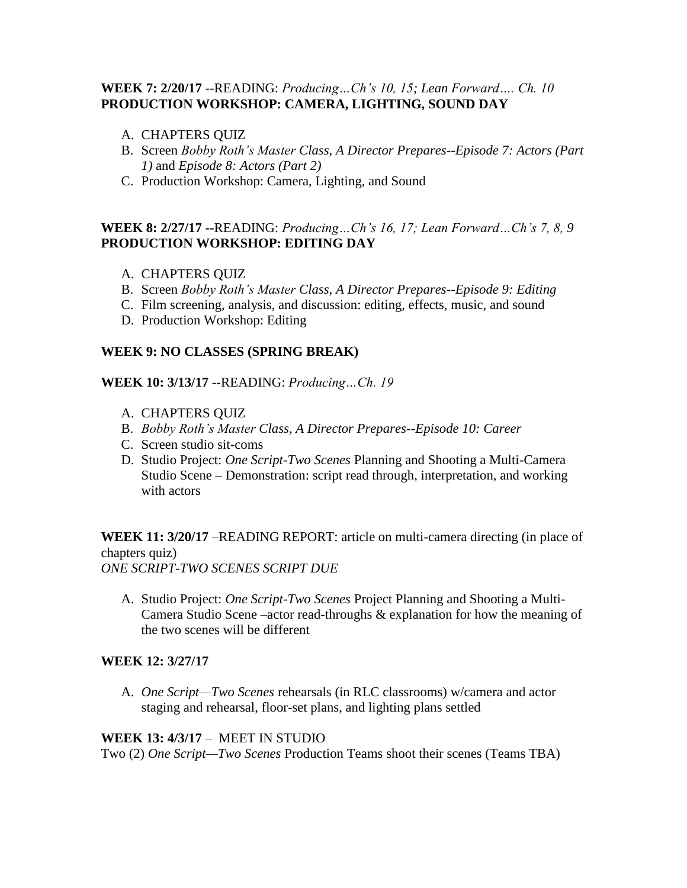**WEEK 7: 2/20/17** --READING: *Producing…Ch's 10, 15; Lean Forward…. Ch. 10*
**PRODUCTION WORKSHOP: CAMERA, LIGHTING, SOUND DAY**

A. CHAPTERS QUIZ
B. Screen *Bobby Roth's Master Class, A Director Prepares--Episode 7: Actors (Part 1)* and *Episode 8: Actors (Part 2)*
C. Production Workshop: Camera, Lighting, and Sound

**WEEK 8: 2/27/17** --READING: *Producing…Ch's 16, 17; Lean Forward…Ch's 7, 8, 9*
**PRODUCTION WORKSHOP: EDITING DAY**

A. CHAPTERS QUIZ
B. Screen *Bobby Roth's Master Class, A Director Prepares--Episode 9: Editing*
C. Film screening, analysis, and discussion: editing, effects, music, and sound
D. Production Workshop: Editing

**WEEK 9: NO CLASSES (SPRING BREAK)**

**WEEK 10: 3/13/17** --READING: *Producing…Ch. 19*

A. CHAPTERS QUIZ
B. *Bobby Roth's Master Class, A Director Prepares--Episode 10: Career*
C. Screen studio sit-coms
D. Studio Project: *One Script-Two Scenes* Planning and Shooting a Multi-Camera Studio Scene – Demonstration: script read through, interpretation, and working with actors

**WEEK 11: 3/20/17** –READING REPORT: article on multi-camera directing (in place of chapters quiz)
*ONE SCRIPT-TWO SCENES SCRIPT DUE*

A. Studio Project: *One Script-Two Scenes* Project Planning and Shooting a Multi-Camera Studio Scene –actor read-throughs & explanation for how the meaning of the two scenes will be different

**WEEK 12: 3/27/17**

A. *One Script—Two Scenes* rehearsals (in RLC classrooms) w/camera and actor staging and rehearsal, floor-set plans, and lighting plans settled

**WEEK 13: 4/3/17** – MEET IN STUDIO
Two (2) *One Script—Two Scenes* Production Teams shoot their scenes (Teams TBA)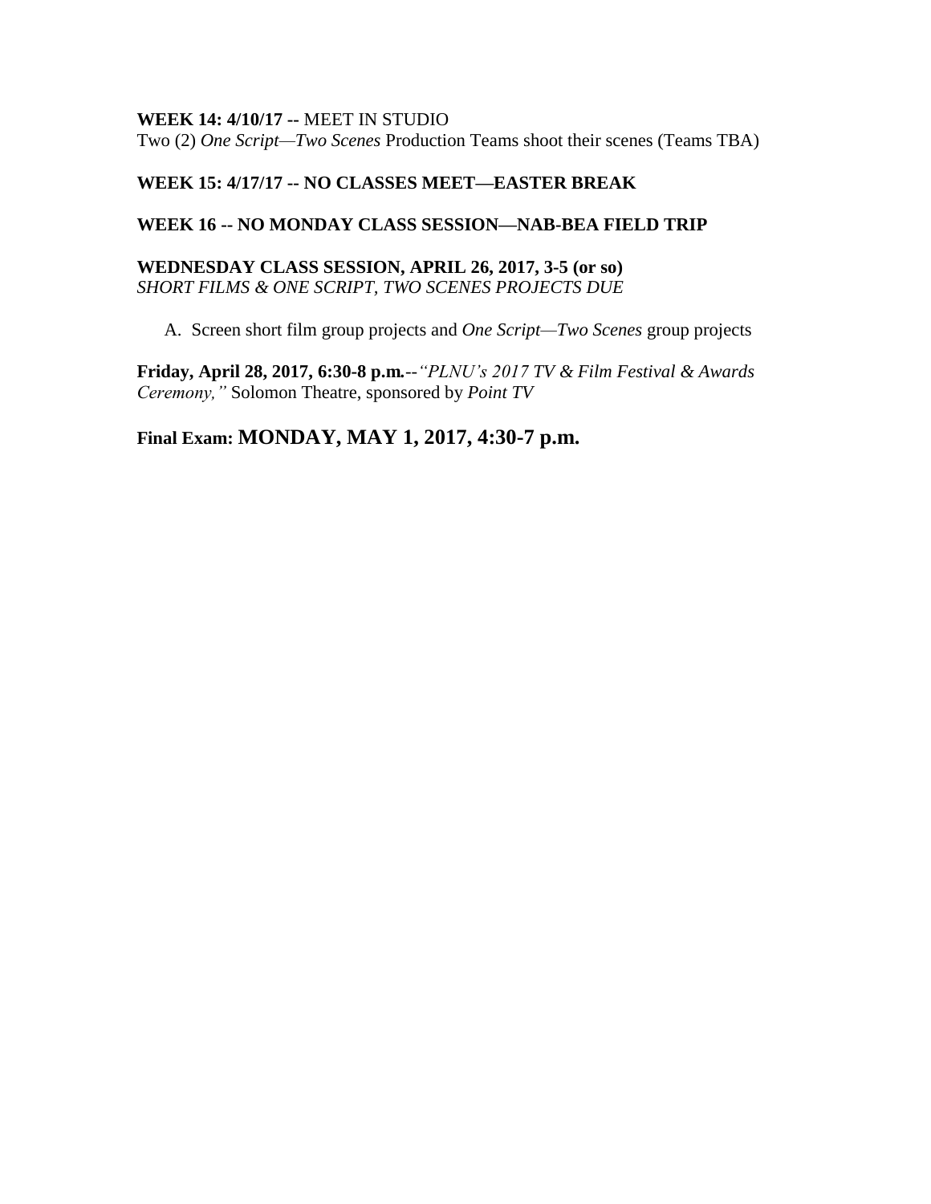**WEEK 14: 4/10/17 --** MEET IN STUDIO
Two (2) *One Script—Two Scenes* Production Teams shoot their scenes (Teams TBA)

**WEEK 15: 4/17/17 -- NO CLASSES MEET—EASTER BREAK**

**WEEK 16 -- NO MONDAY CLASS SESSION—NAB-BEA FIELD TRIP**

**WEDNESDAY CLASS SESSION, APRIL 26, 2017, 3-5 (or so)**
*SHORT FILMS & ONE SCRIPT, TWO SCENES PROJECTS DUE*

A. Screen short film group projects and *One Script—Two Scenes* group projects

**Friday, April 28, 2017, 6:30-8 p.m.**--*"PLNU's 2017 TV & Film Festival & Awards Ceremony,"* Solomon Theatre, sponsored by *Point TV*

**Final Exam: MONDAY, MAY 1, 2017, 4:30-7 p.m.**